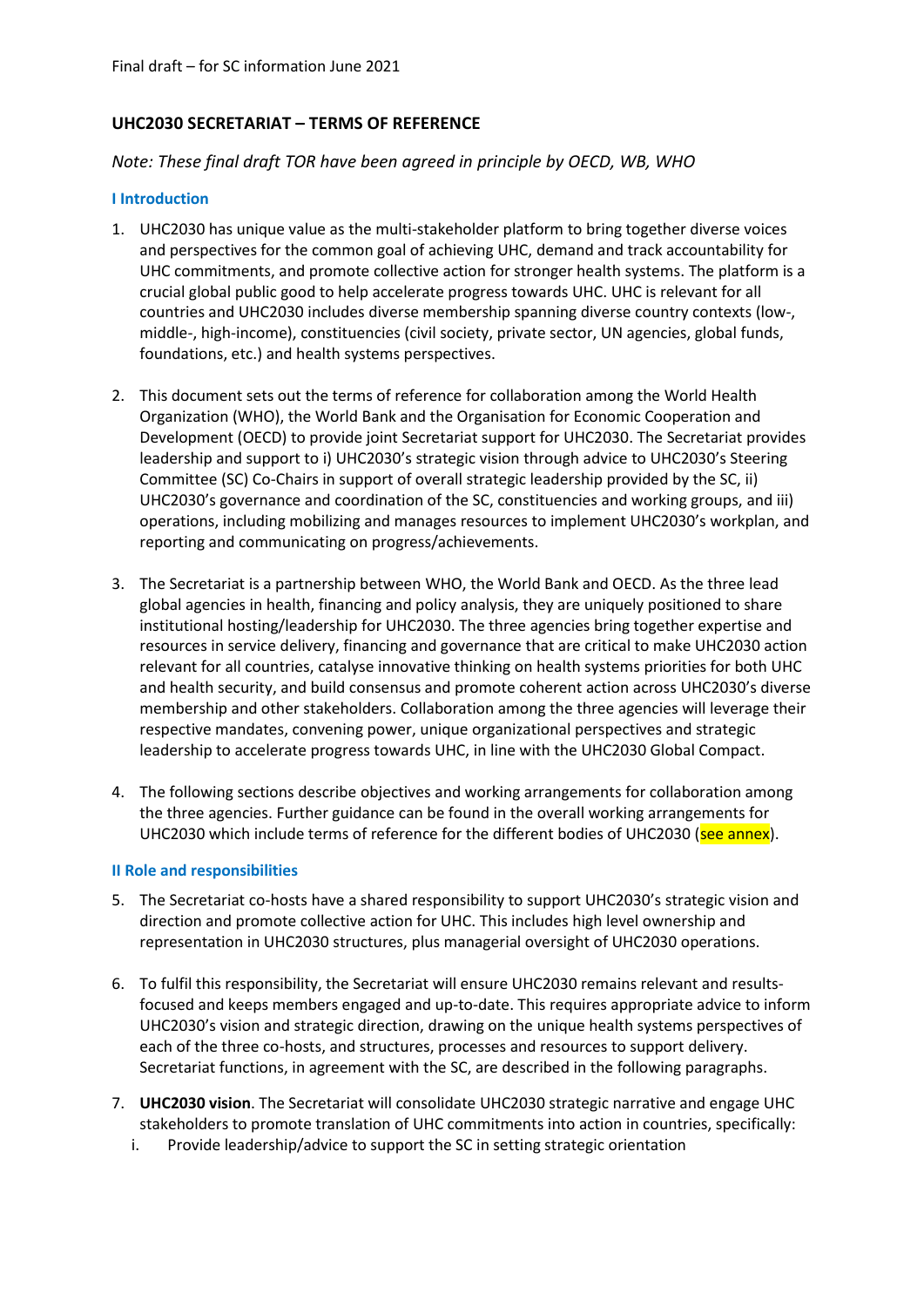Final draft – for SC information June 2021

# UHC2030 SECRETARIAT – TERMS OF REFERENCE

*Note: These final draft TOR have been agreed in principle by OECD, WB, WHO*

## I Introduction

1. UHC2030 has unique value as the multi-stakeholder platform to bring together diverse voices and perspectives for the common goal of achieving UHC, demand and track accountability for UHC commitments, and promote collective action for stronger health systems. The platform is a crucial global public good to help accelerate progress towards UHC. UHC is relevant for all countries and UHC2030 includes diverse membership spanning diverse country contexts (low-, middle-, high-income), constituencies (civil society, private sector, UN agencies, global funds, foundations, etc.) and health systems perspectives.

2. This document sets out the terms of reference for collaboration among the World Health Organization (WHO), the World Bank and the Organisation for Economic Cooperation and Development (OECD) to provide joint Secretariat support for UHC2030. The Secretariat provides leadership and support to i) UHC2030's strategic vision through advice to UHC2030's Steering Committee (SC) Co-Chairs in support of overall strategic leadership provided by the SC, ii) UHC2030's governance and coordination of the SC, constituencies and working groups, and iii) operations, including mobilizing and manages resources to implement UHC2030's workplan, and reporting and communicating on progress/achievements.

3. The Secretariat is a partnership between WHO, the World Bank and OECD. As the three lead global agencies in health, financing and policy analysis, they are uniquely positioned to share institutional hosting/leadership for UHC2030. The three agencies bring together expertise and resources in service delivery, financing and governance that are critical to make UHC2030 action relevant for all countries, catalyse innovative thinking on health systems priorities for both UHC and health security, and build consensus and promote coherent action across UHC2030's diverse membership and other stakeholders. Collaboration among the three agencies will leverage their respective mandates, convening power, unique organizational perspectives and strategic leadership to accelerate progress towards UHC, in line with the UHC2030 Global Compact.

4. The following sections describe objectives and working arrangements for collaboration among the three agencies. Further guidance can be found in the overall working arrangements for UHC2030 which include terms of reference for the different bodies of UHC2030 (see annex).

## II Role and responsibilities

5. The Secretariat co-hosts have a shared responsibility to support UHC2030's strategic vision and direction and promote collective action for UHC. This includes high level ownership and representation in UHC2030 structures, plus managerial oversight of UHC2030 operations.

6. To fulfil this responsibility, the Secretariat will ensure UHC2030 remains relevant and results-focused and keeps members engaged and up-to-date. This requires appropriate advice to inform UHC2030's vision and strategic direction, drawing on the unique health systems perspectives of each of the three co-hosts, and structures, processes and resources to support delivery. Secretariat functions, in agreement with the SC, are described in the following paragraphs.

7. **UHC2030 vision**. The Secretariat will consolidate UHC2030 strategic narrative and engage UHC stakeholders to promote translation of UHC commitments into action in countries, specifically:
   i. Provide leadership/advice to support the SC in setting strategic orientation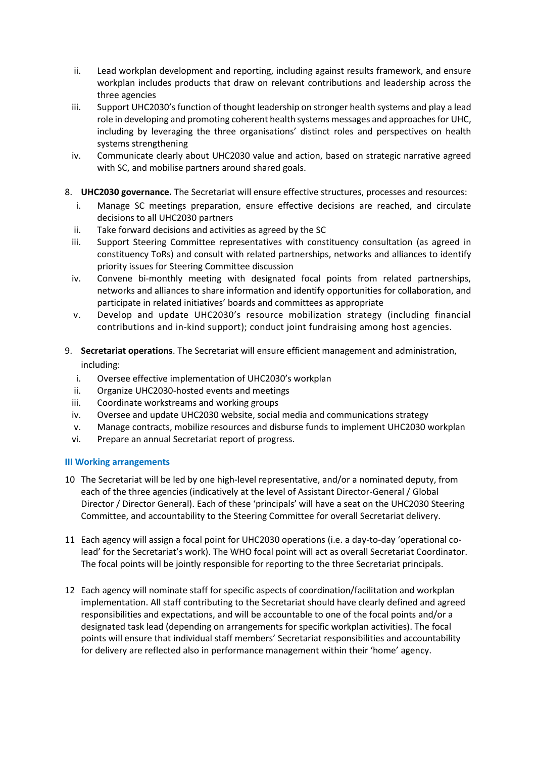ii. Lead workplan development and reporting, including against results framework, and ensure workplan includes products that draw on relevant contributions and leadership across the three agencies

iii. Support UHC2030's function of thought leadership on stronger health systems and play a lead role in developing and promoting coherent health systems messages and approaches for UHC, including by leveraging the three organisations' distinct roles and perspectives on health systems strengthening

iv. Communicate clearly about UHC2030 value and action, based on strategic narrative agreed with SC, and mobilise partners around shared goals.

8. **UHC2030 governance.** The Secretariat will ensure effective structures, processes and resources:

    i. Manage SC meetings preparation, ensure effective decisions are reached, and circulate decisions to all UHC2030 partners

    ii. Take forward decisions and activities as agreed by the SC

    iii. Support Steering Committee representatives with constituency consultation (as agreed in constituency ToRs) and consult with related partnerships, networks and alliances to identify priority issues for Steering Committee discussion

    iv. Convene bi-monthly meeting with designated focal points from related partnerships, networks and alliances to share information and identify opportunities for collaboration, and participate in related initiatives' boards and committees as appropriate

    v. Develop and update UHC2030's resource mobilization strategy (including financial contributions and in-kind support); conduct joint fundraising among host agencies.

9. **Secretariat operations**. The Secretariat will ensure efficient management and administration, including:

    i. Oversee effective implementation of UHC2030's workplan

    ii. Organize UHC2030-hosted events and meetings

    iii. Coordinate workstreams and working groups

    iv. Oversee and update UHC2030 website, social media and communications strategy

    v. Manage contracts, mobilize resources and disburse funds to implement UHC2030 workplan

    vi. Prepare an annual Secretariat report of progress.

### III Working arrangements

10 The Secretariat will be led by one high-level representative, and/or a nominated deputy, from each of the three agencies (indicatively at the level of Assistant Director-General / Global Director / Director General). Each of these 'principals' will have a seat on the UHC2030 Steering Committee, and accountability to the Steering Committee for overall Secretariat delivery.

11 Each agency will assign a focal point for UHC2030 operations (i.e. a day-to-day 'operational co-lead' for the Secretariat's work). The WHO focal point will act as overall Secretariat Coordinator. The focal points will be jointly responsible for reporting to the three Secretariat principals.

12 Each agency will nominate staff for specific aspects of coordination/facilitation and workplan implementation. All staff contributing to the Secretariat should have clearly defined and agreed responsibilities and expectations, and will be accountable to one of the focal points and/or a designated task lead (depending on arrangements for specific workplan activities). The focal points will ensure that individual staff members' Secretariat responsibilities and accountability for delivery are reflected also in performance management within their 'home' agency.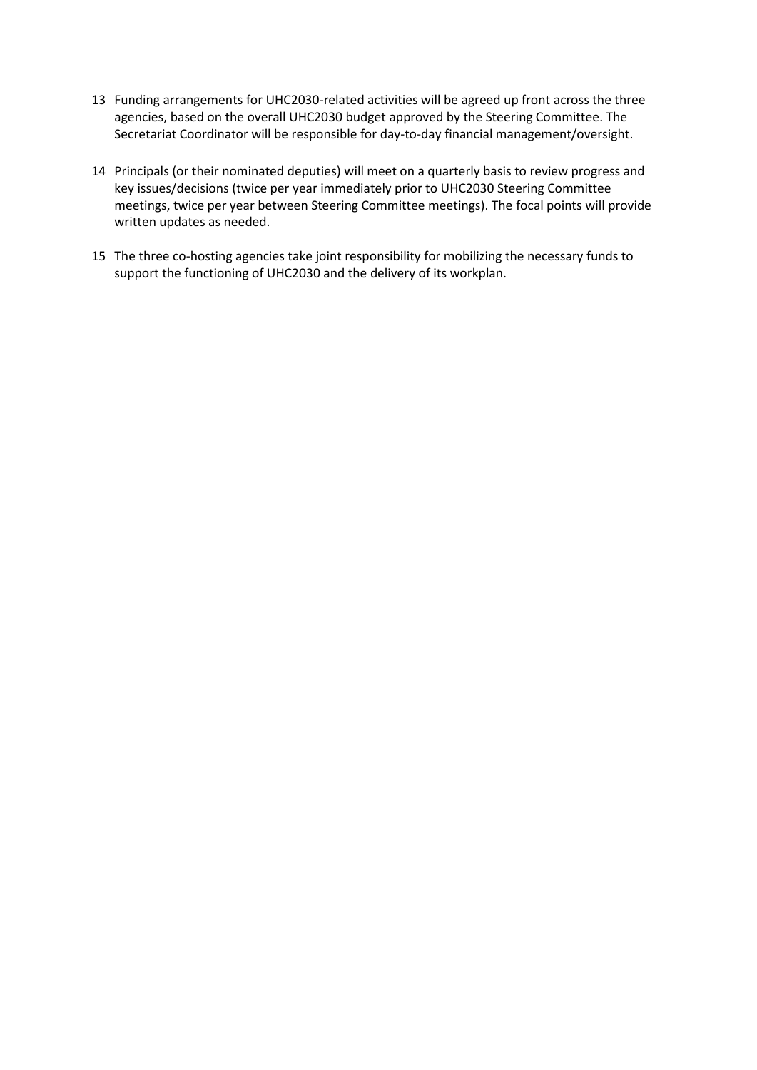13 Funding arrangements for UHC2030-related activities will be agreed up front across the three agencies, based on the overall UHC2030 budget approved by the Steering Committee. The Secretariat Coordinator will be responsible for day-to-day financial management/oversight.

14 Principals (or their nominated deputies) will meet on a quarterly basis to review progress and key issues/decisions (twice per year immediately prior to UHC2030 Steering Committee meetings, twice per year between Steering Committee meetings). The focal points will provide written updates as needed.

15 The three co-hosting agencies take joint responsibility for mobilizing the necessary funds to support the functioning of UHC2030 and the delivery of its workplan.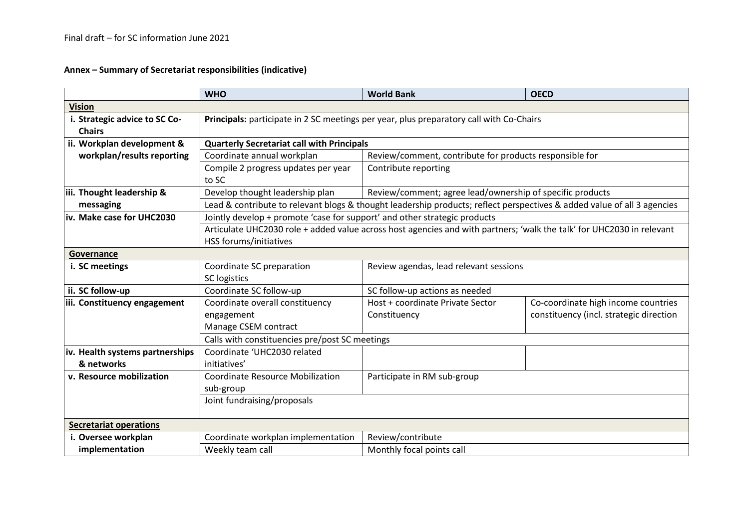Final draft – for SC information June 2021

**Annex – Summary of Secretariat responsibilities (indicative)**

| | WHO | World Bank | OECD |
|---|---|---|---|
| **Vision** | | | |
| **i. Strategic advice to SC Co-Chairs** | **Principals:** participate in 2 SC meetings per year, plus preparatory call with Co-Chairs | | |
| **ii. Workplan development & workplan/results reporting** | **Quarterly Secretariat call with Principals** | | |
| | Coordinate annual workplan | Review/comment, contribute for products responsible for | |
| | Compile 2 progress updates per year to SC | Contribute reporting | |
| **iii. Thought leadership & messaging** | Develop thought leadership plan | Review/comment; agree lead/ownership of specific products | |
| | Lead & contribute to relevant blogs & thought leadership products; reflect perspectives & added value of all 3 agencies | | |
| **iv. Make case for UHC2030** | Jointly develop + promote 'case for support' and other strategic products | | |
| | Articulate UHC2030 role + added value across host agencies and with partners; 'walk the talk' for UHC2030 in relevant HSS forums/initiatives | | |
| **Governance** | | | |
| **i. SC meetings** | Coordinate SC preparation<br>SC logistics | Review agendas, lead relevant sessions | |
| **ii. SC follow-up** | Coordinate SC follow-up | SC follow-up actions as needed | |
| **iii. Constituency engagement** | Coordinate overall constituency engagement<br>Manage CSEM contract | Host + coordinate Private Sector Constituency | Co-coordinate high income countries constituency (incl. strategic direction |
| | Calls with constituencies pre/post SC meetings | | |
| **iv. Health systems partnerships & networks** | Coordinate 'UHC2030 related initiatives' | | |
| **v. Resource mobilization** | Coordinate Resource Mobilization sub-group | Participate in RM sub-group | |
| | Joint fundraising/proposals | | |
| **Secretariat operations** | | | |
| **i. Oversee workplan implementation** | Coordinate workplan implementation | Review/contribute | |
| | Weekly team call | Monthly focal points call | |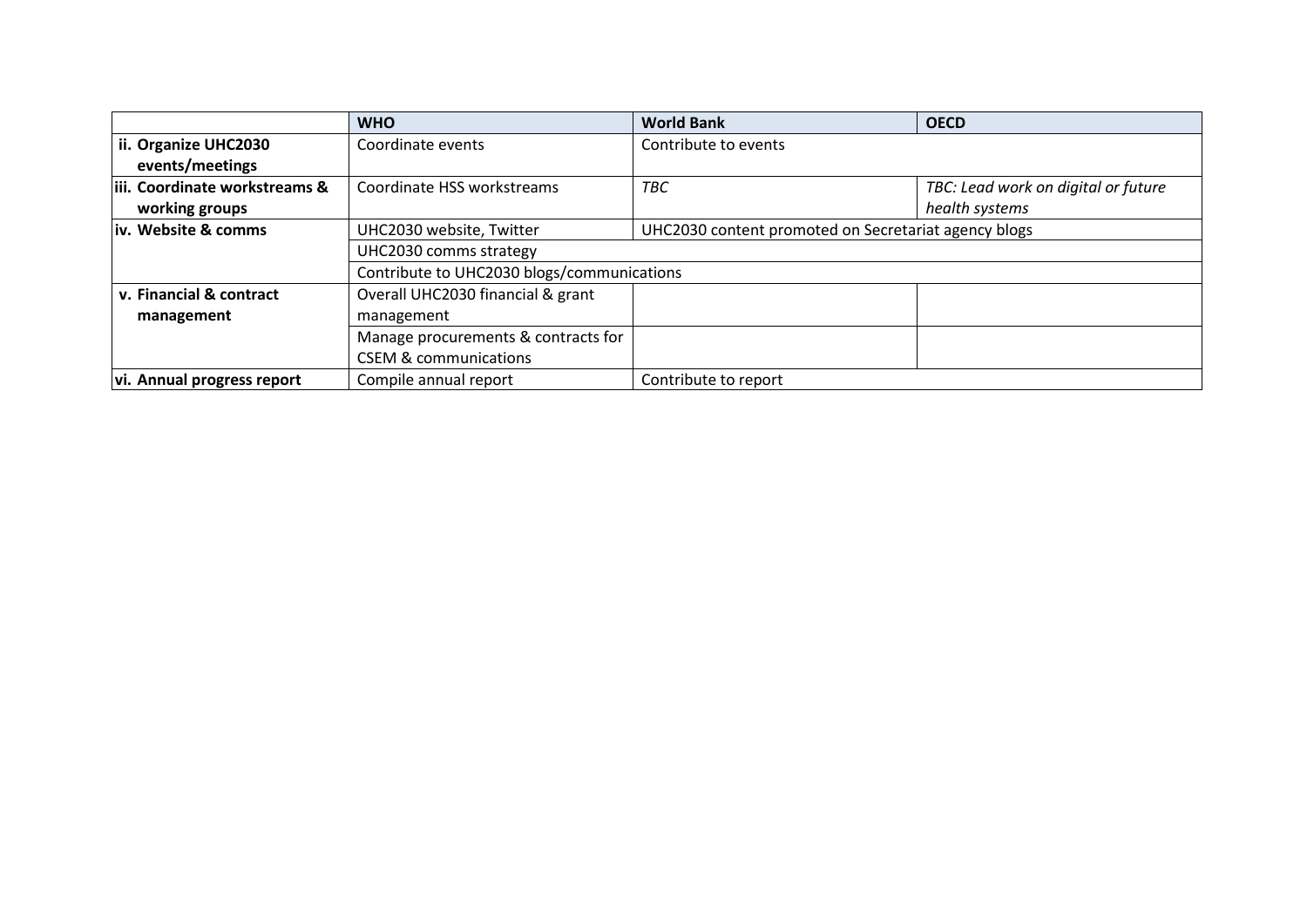| | WHO | World Bank | OECD |
|---|---|---|---|
| **ii. Organize UHC2030 events/meetings** | Coordinate events | Contribute to events | |
| **iii. Coordinate workstreams & working groups** | Coordinate HSS workstreams | *TBC* | *TBC: Lead work on digital or future health systems* |
| **iv. Website & comms** | UHC2030 website, Twitter | UHC2030 content promoted on Secretariat agency blogs | |
| | UHC2030 comms strategy | | |
| | Contribute to UHC2030 blogs/communications | | |
| **v. Financial & contract management** | Overall UHC2030 financial & grant management | | |
| | Manage procurements & contracts for CSEM & communications | | |
| **vi. Annual progress report** | Compile annual report | Contribute to report | |